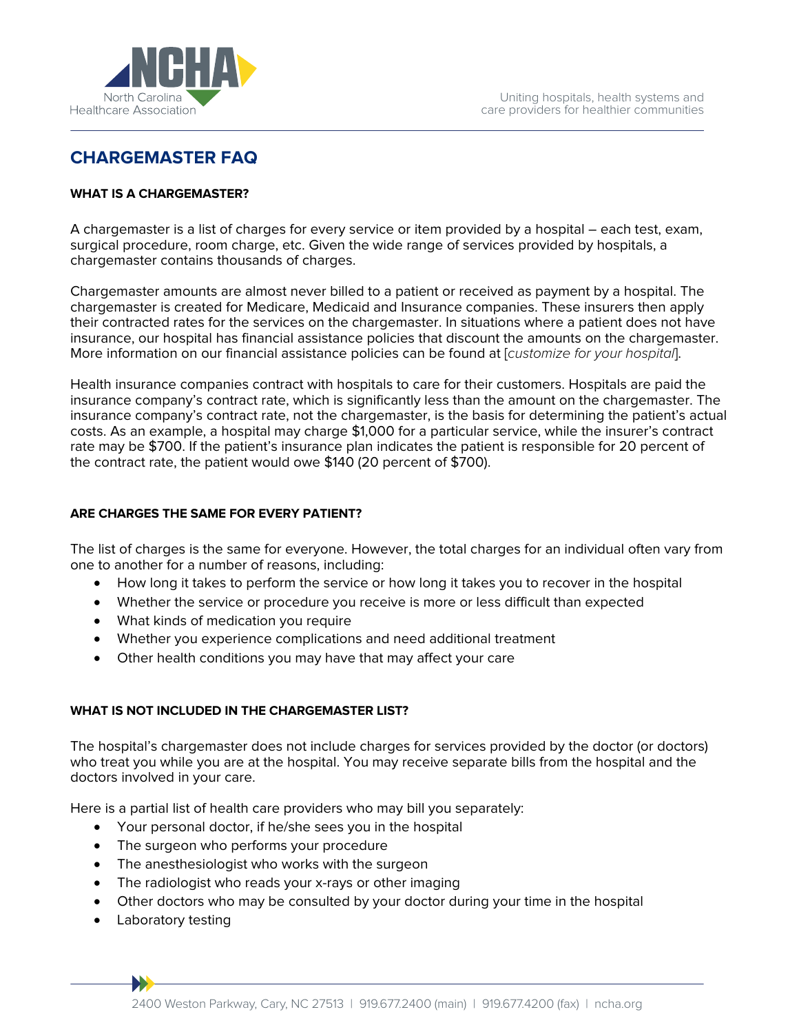# CHARGEMASTER FAQ

### WHAT IS A CHARGEMASTER?

A chargemaster is a list of charges for every service or item provided by a hospital – each test, exam, surgical procedure, room charge, etc. Given the wide range of services provided by hospitals, a chargemaster contains thousands of charges.

Chargemaster amounts are almost never billed to a patient or received as payment by a hospital. The chargemaster is created for Medicare, Medicaid and Insurance companies. These insurers then apply their contracted rates for the services on the chargemaster. In situations where a patient does not have insurance, our hospital has financial assistance policies that discount the amounts on the chargemaster. More information on our financial assistance policies can be found at [*customize for your hospital*].

Health insurance companies contract with hospitals to care for their customers. Hospitals are paid the insurance company's contract rate, which is significantly less than the amount on the chargemaster. The insurance company's contract rate, not the chargemaster, is the basis for determining the patient's actual costs. As an example, a hospital may charge $1,000 for a particular service, while the insurer's contract rate may be $700. If the patient's insurance plan indicates the patient is responsible for 20 percent of the contract rate, the patient would owe $140 (20 percent of $700).

### ARE CHARGES THE SAME FOR EVERY PATIENT?

The list of charges is the same for everyone. However, the total charges for an individual often vary from one to another for a number of reasons, including:

- How long it takes to perform the service or how long it takes you to recover in the hospital
- Whether the service or procedure you receive is more or less difficult than expected
- What kinds of medication you require
- Whether you experience complications and need additional treatment
- Other health conditions you may have that may affect your care

### WHAT IS NOT INCLUDED IN THE CHARGEMASTER LIST?

The hospital's chargemaster does not include charges for services provided by the doctor (or doctors) who treat you while you are at the hospital. You may receive separate bills from the hospital and the doctors involved in your care.

Here is a partial list of health care providers who may bill you separately:

- Your personal doctor, if he/she sees you in the hospital
- The surgeon who performs your procedure
- The anesthesiologist who works with the surgeon
- The radiologist who reads your x-rays or other imaging
- Other doctors who may be consulted by your doctor during your time in the hospital
- Laboratory testing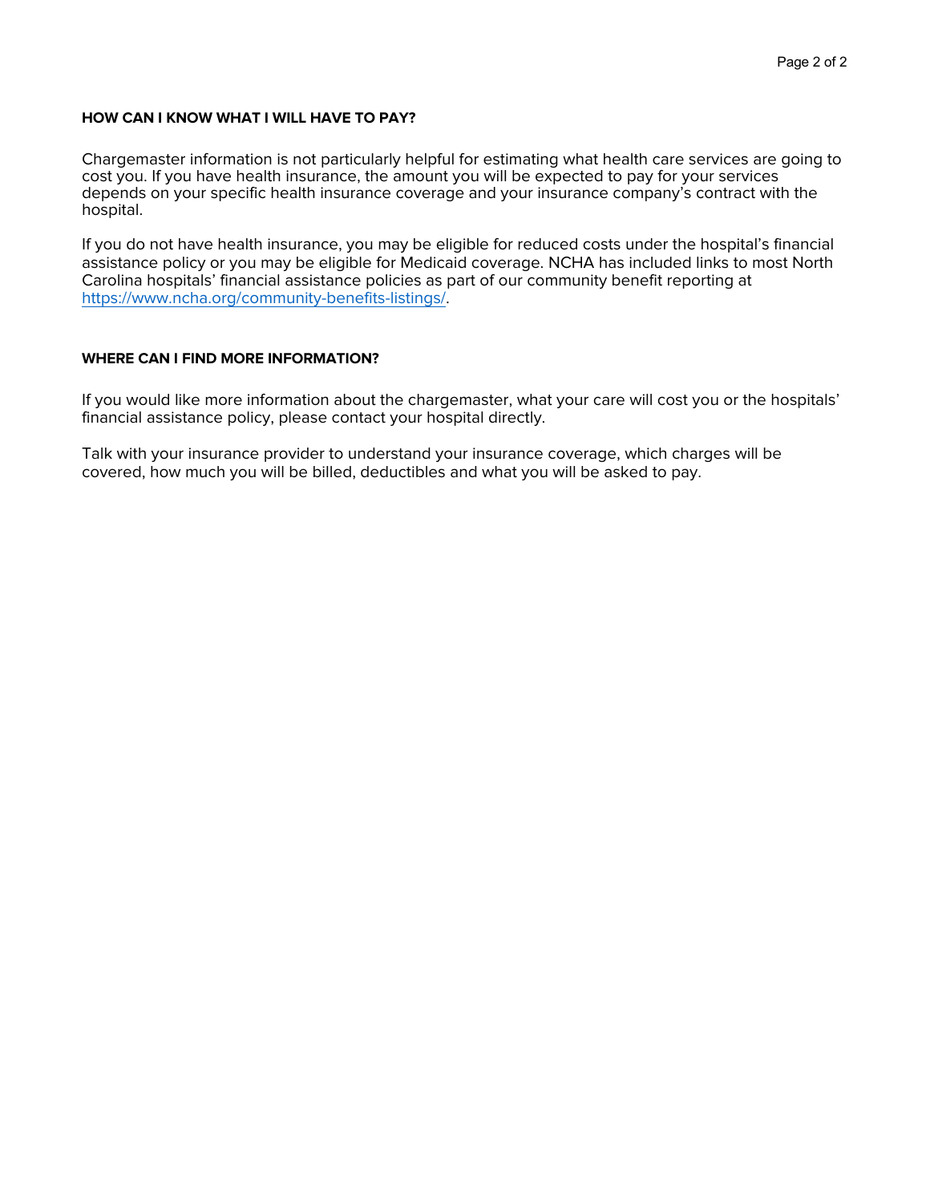### HOW CAN I KNOW WHAT I WILL HAVE TO PAY?

Chargemaster information is not particularly helpful for estimating what health care services are going to cost you. If you have health insurance, the amount you will be expected to pay for your services depends on your specific health insurance coverage and your insurance company's contract with the hospital.

If you do not have health insurance, you may be eligible for reduced costs under the hospital's financial assistance policy or you may be eligible for Medicaid coverage. NCHA has included links to most North Carolina hospitals' financial assistance policies as part of our community benefit reporting at https://www.ncha.org/community-benefits-listings/.

### WHERE CAN I FIND MORE INFORMATION?

If you would like more information about the chargemaster, what your care will cost you or the hospitals' financial assistance policy, please contact your hospital directly.

Talk with your insurance provider to understand your insurance coverage, which charges will be covered, how much you will be billed, deductibles and what you will be asked to pay.